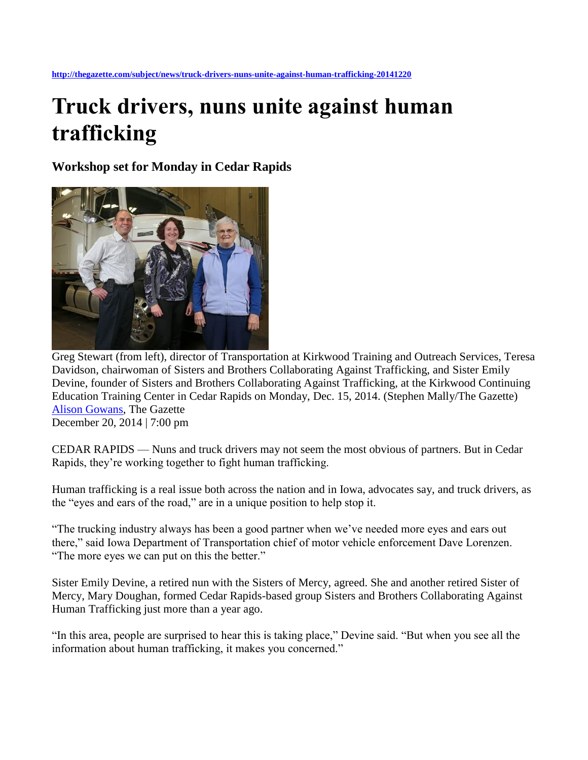http://thegazette.com/subject/news/truck-drivers-nuns-unite-against-human-trafficking-20141220

# Truck drivers, nuns unite against human trafficking

## Workshop set for Monday in Cedar Rapids

Greg Stewart (from left), director of Transportation at Kirkwood Training and Outreach Services, Teresa Davidson, chairwoman of Sisters and Brothers Collaborating Against Trafficking, and Sister Emily Devine, founder of Sisters and Brothers Collaborating Against Trafficking, at the Kirkwood Continuing Education Training Center in Cedar Rapids on Monday, Dec. 15, 2014. (Stephen Mally/The Gazette)

Alison Gowans, The Gazette
December 20, 2014 | 7:00 pm

CEDAR RAPIDS — Nuns and truck drivers may not seem the most obvious of partners. But in Cedar Rapids, they're working together to fight human trafficking.

Human trafficking is a real issue both across the nation and in Iowa, advocates say, and truck drivers, as the "eyes and ears of the road," are in a unique position to help stop it.

"The trucking industry always has been a good partner when we've needed more eyes and ears out there," said Iowa Department of Transportation chief of motor vehicle enforcement Dave Lorenzen. "The more eyes we can put on this the better."

Sister Emily Devine, a retired nun with the Sisters of Mercy, agreed. She and another retired Sister of Mercy, Mary Doughan, formed Cedar Rapids-based group Sisters and Brothers Collaborating Against Human Trafficking just more than a year ago.

"In this area, people are surprised to hear this is taking place," Devine said. "But when you see all the information about human trafficking, it makes you concerned."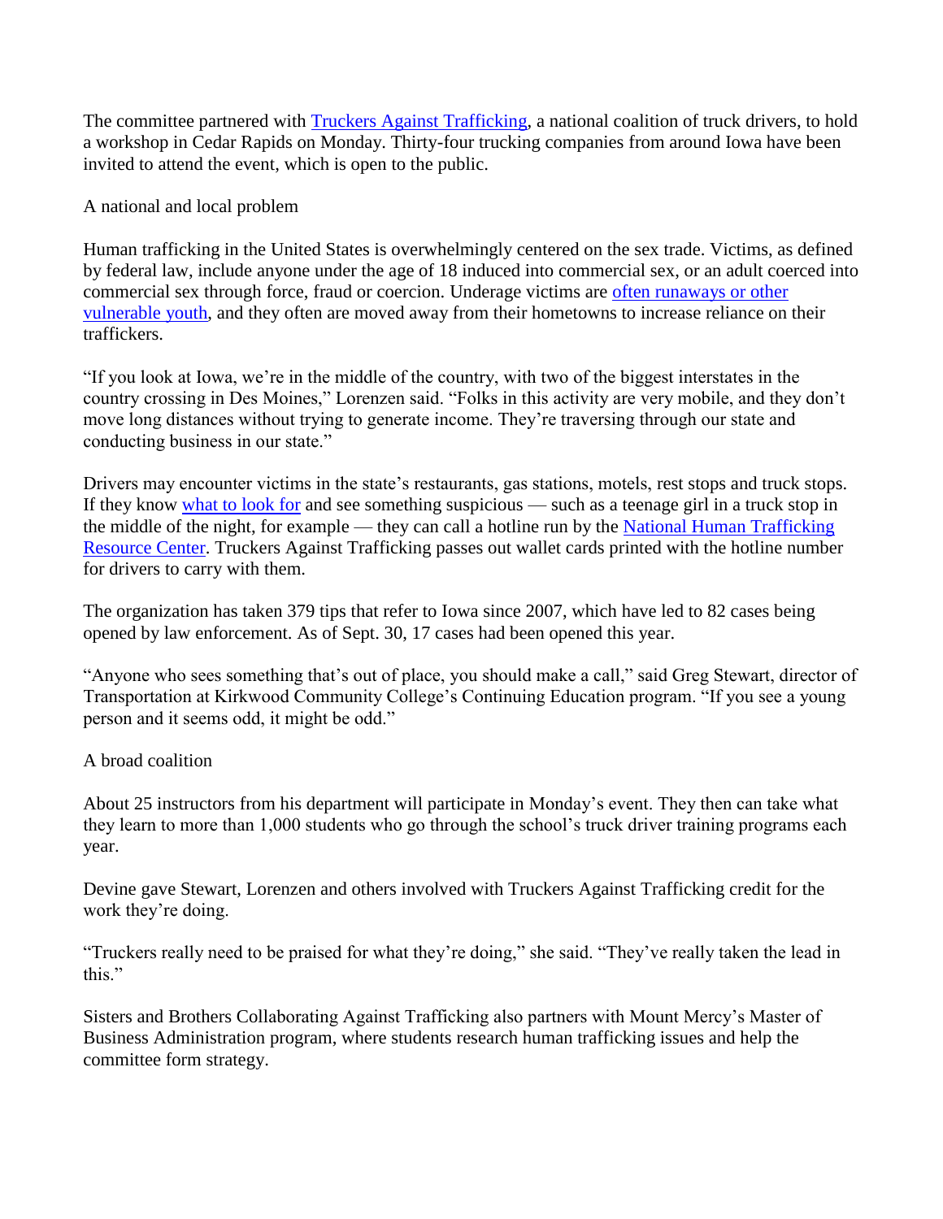The committee partnered with [Truckers Against Trafficking](), a national coalition of truck drivers, to hold a workshop in Cedar Rapids on Monday. Thirty-four trucking companies from around Iowa have been invited to attend the event, which is open to the public.

## A national and local problem

Human trafficking in the United States is overwhelmingly centered on the sex trade. Victims, as defined by federal law, include anyone under the age of 18 induced into commercial sex, or an adult coerced into commercial sex through force, fraud or coercion. Underage victims are [often runaways or other vulnerable youth](), and they often are moved away from their hometowns to increase reliance on their traffickers.

"If you look at Iowa, we're in the middle of the country, with two of the biggest interstates in the country crossing in Des Moines," Lorenzen said. "Folks in this activity are very mobile, and they don't move long distances without trying to generate income. They're traversing through our state and conducting business in our state."

Drivers may encounter victims in the state's restaurants, gas stations, motels, rest stops and truck stops. If they know [what to look for]() and see something suspicious — such as a teenage girl in a truck stop in the middle of the night, for example — they can call a hotline run by the [National Human Trafficking Resource Center](). Truckers Against Trafficking passes out wallet cards printed with the hotline number for drivers to carry with them.

The organization has taken 379 tips that refer to Iowa since 2007, which have led to 82 cases being opened by law enforcement. As of Sept. 30, 17 cases had been opened this year.

"Anyone who sees something that's out of place, you should make a call," said Greg Stewart, director of Transportation at Kirkwood Community College's Continuing Education program. "If you see a young person and it seems odd, it might be odd."

## A broad coalition

About 25 instructors from his department will participate in Monday's event. They then can take what they learn to more than 1,000 students who go through the school's truck driver training programs each year.

Devine gave Stewart, Lorenzen and others involved with Truckers Against Trafficking credit for the work they're doing.

"Truckers really need to be praised for what they're doing," she said. "They've really taken the lead in this."

Sisters and Brothers Collaborating Against Trafficking also partners with Mount Mercy's Master of Business Administration program, where students research human trafficking issues and help the committee form strategy.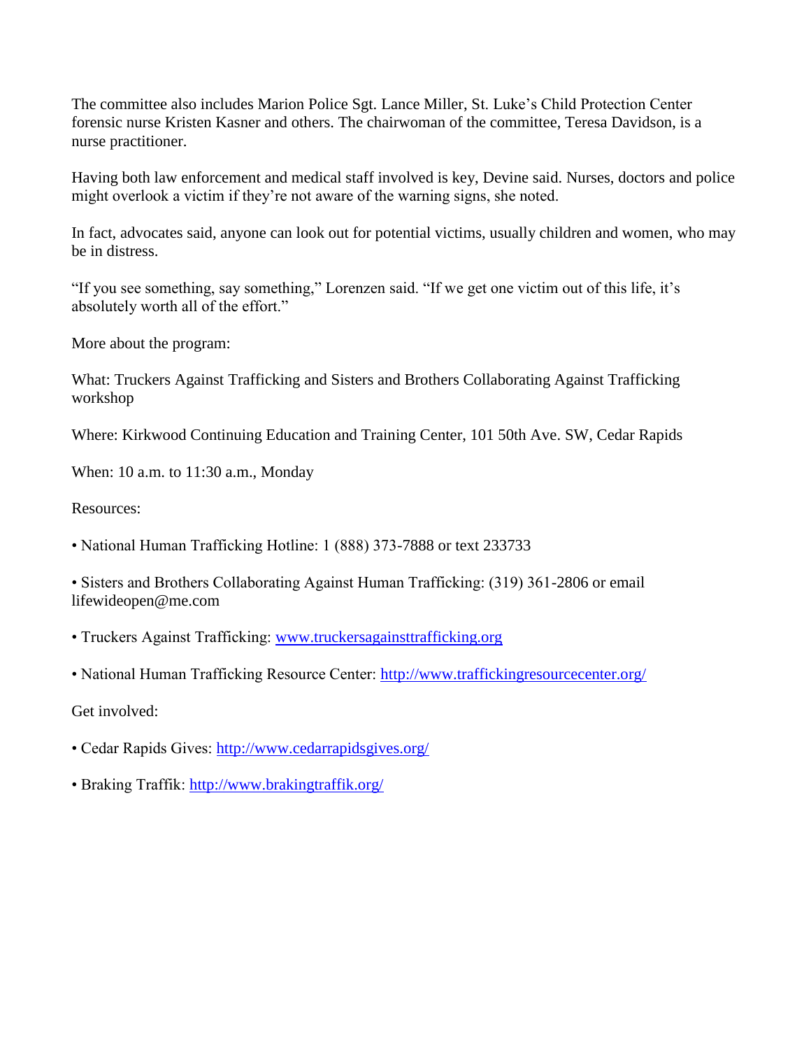The committee also includes Marion Police Sgt. Lance Miller, St. Luke's Child Protection Center forensic nurse Kristen Kasner and others. The chairwoman of the committee, Teresa Davidson, is a nurse practitioner.

Having both law enforcement and medical staff involved is key, Devine said. Nurses, doctors and police might overlook a victim if they're not aware of the warning signs, she noted.

In fact, advocates said, anyone can look out for potential victims, usually children and women, who may be in distress.

"If you see something, say something," Lorenzen said. "If we get one victim out of this life, it's absolutely worth all of the effort."

More about the program:

What: Truckers Against Trafficking and Sisters and Brothers Collaborating Against Trafficking workshop

Where: Kirkwood Continuing Education and Training Center, 101 50th Ave. SW, Cedar Rapids

When: 10 a.m. to 11:30 a.m., Monday

Resources:

- National Human Trafficking Hotline: 1 (888) 373-7888 or text 233733

- Sisters and Brothers Collaborating Against Human Trafficking: (319) 361-2806 or email lifewideopen@me.com

- Truckers Against Trafficking: [www.truckersagainsttrafficking.org](www.truckersagainsttrafficking.org)

- National Human Trafficking Resource Center: [http://www.traffickingresourcecenter.org/](http://www.traffickingresourcecenter.org/)

Get involved:

- Cedar Rapids Gives: [http://www.cedarrapidsgives.org/](http://www.cedarrapidsgives.org/)

- Braking Traffik: [http://www.brakingtraffik.org/](http://www.brakingtraffik.org/)